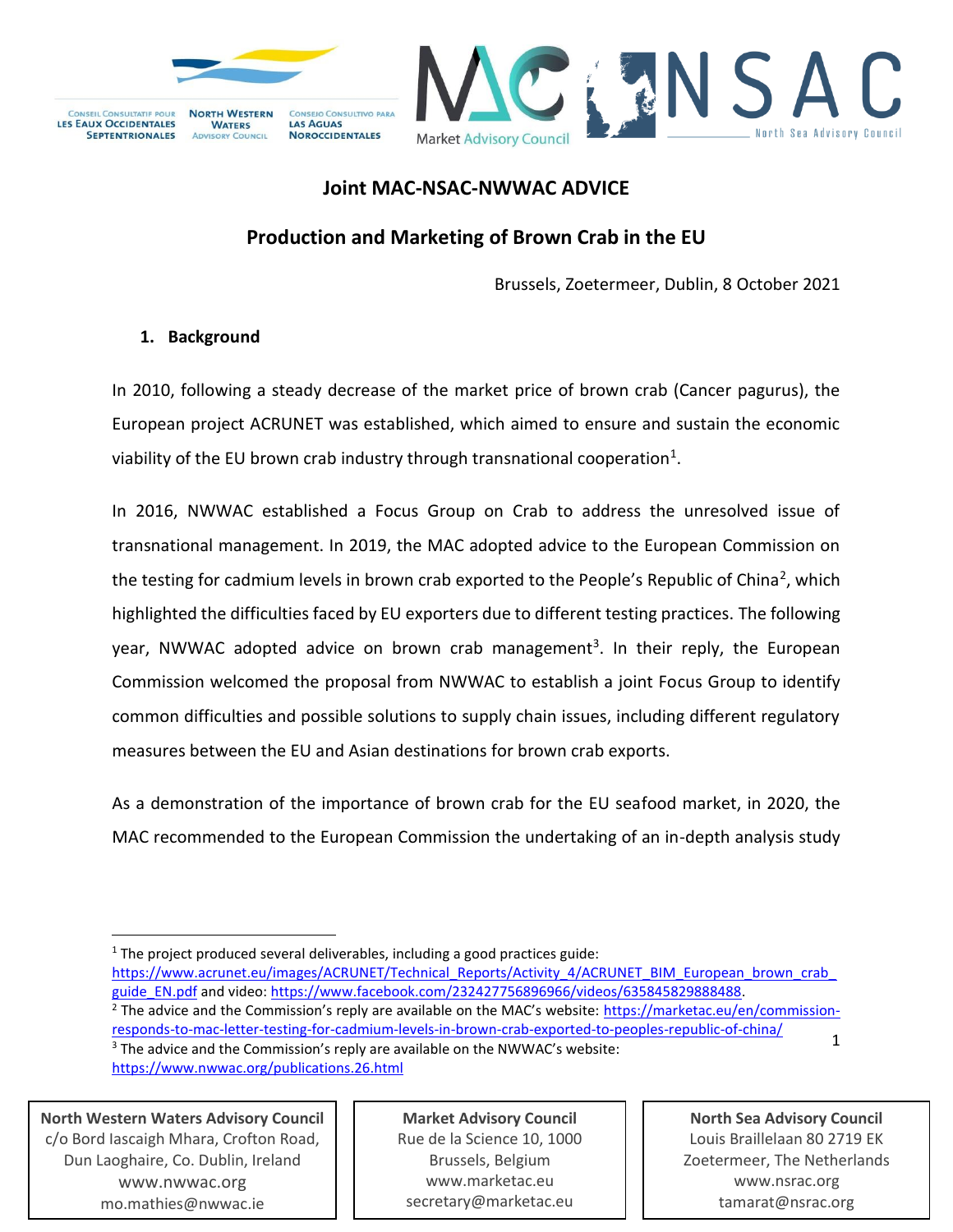# Joint MAC-NSAC-NWWAC ADVICE

## Production and Marketing of Brown Crab in the EU

Brussels, Zoetermeer, Dublin, 8 October 2021

### 1. Background

In 2010, following a steady decrease of the market price of brown crab (Cancer pagurus), the European project ACRUNET was established, which aimed to ensure and sustain the economic viability of the EU brown crab industry through transnational cooperation[1].

In 2016, NWWAC established a Focus Group on Crab to address the unresolved issue of transnational management. In 2019, the MAC adopted advice to the European Commission on the testing for cadmium levels in brown crab exported to the People's Republic of China[2], which highlighted the difficulties faced by EU exporters due to different testing practices. The following year, NWWAC adopted advice on brown crab management[3]. In their reply, the European Commission welcomed the proposal from NWWAC to establish a joint Focus Group to identify common difficulties and possible solutions to supply chain issues, including different regulatory measures between the EU and Asian destinations for brown crab exports.

As a demonstration of the importance of brown crab for the EU seafood market, in 2020, the MAC recommended to the European Commission the undertaking of an in-depth analysis study

---

[1] The project produced several deliverables, including a good practices guide: https://www.acrunet.eu/images/ACRUNET/Technical_Reports/Activity_4/ACRUNET_BIM_European_brown_crab_guide_EN.pdf and video: https://www.facebook.com/232427756896966/videos/635845829888488.

[2] The advice and the Commission's reply are available on the MAC's website: https://marketac.eu/en/commission-responds-to-mac-letter-testing-for-cadmium-levels-in-brown-crab-exported-to-peoples-republic-of-china/

[3] The advice and the Commission's reply are available on the NWWAC's website: https://www.nwwac.org/publications.26.html

| North Western Waters Advisory Council | Market Advisory Council | North Sea Advisory Council |
|---|---|---|
| c/o Bord Iascaigh Mhara, Crofton Road, Dun Laoghaire, Co. Dublin, Ireland | Rue de la Science 10, 1000 Brussels, Belgium | Louis Braillelaan 80 2719 EK Zoetermeer, The Netherlands |
| www.nwwac.org | www.marketac.eu | www.nsrac.org |
| mo.mathies@nwwac.ie | secretary@marketac.eu | tamarat@nsrac.org |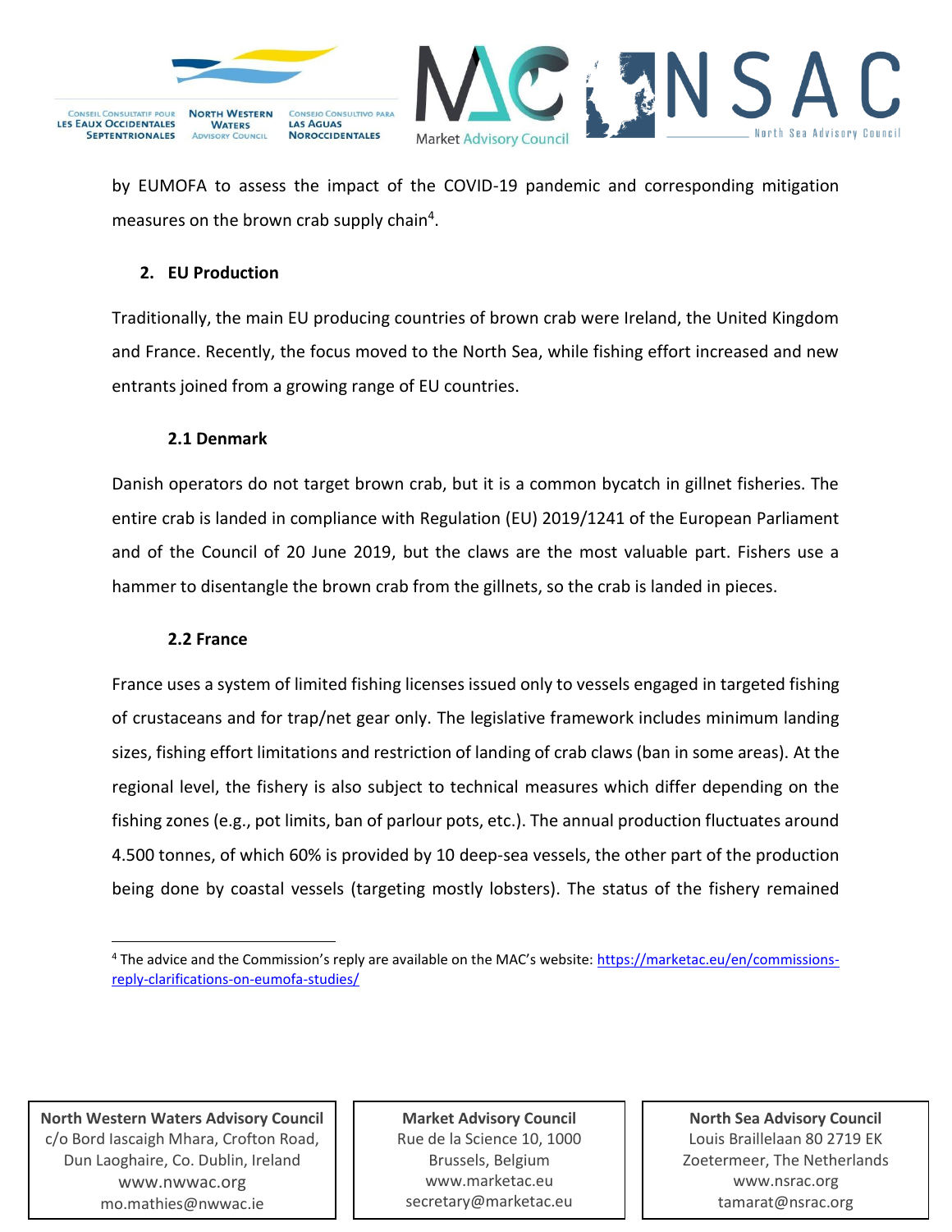by EUMOFA to assess the impact of the COVID-19 pandemic and corresponding mitigation measures on the brown crab supply chain[4].

## 2. EU Production

Traditionally, the main EU producing countries of brown crab were Ireland, the United Kingdom and France. Recently, the focus moved to the North Sea, while fishing effort increased and new entrants joined from a growing range of EU countries.

### 2.1 Denmark

Danish operators do not target brown crab, but it is a common bycatch in gillnet fisheries. The entire crab is landed in compliance with Regulation (EU) 2019/1241 of the European Parliament and of the Council of 20 June 2019, but the claws are the most valuable part. Fishers use a hammer to disentangle the brown crab from the gillnets, so the crab is landed in pieces.

### 2.2 France

France uses a system of limited fishing licenses issued only to vessels engaged in targeted fishing of crustaceans and for trap/net gear only. The legislative framework includes minimum landing sizes, fishing effort limitations and restriction of landing of crab claws (ban in some areas). At the regional level, the fishery is also subject to technical measures which differ depending on the fishing zones (e.g., pot limits, ban of parlour pots, etc.). The annual production fluctuates around 4.500 tonnes, of which 60% is provided by 10 deep-sea vessels, the other part of the production being done by coastal vessels (targeting mostly lobsters). The status of the fishery remained

[4] The advice and the Commission's reply are available on the MAC's website: https://marketac.eu/en/commissions-reply-clarifications-on-eumofa-studies/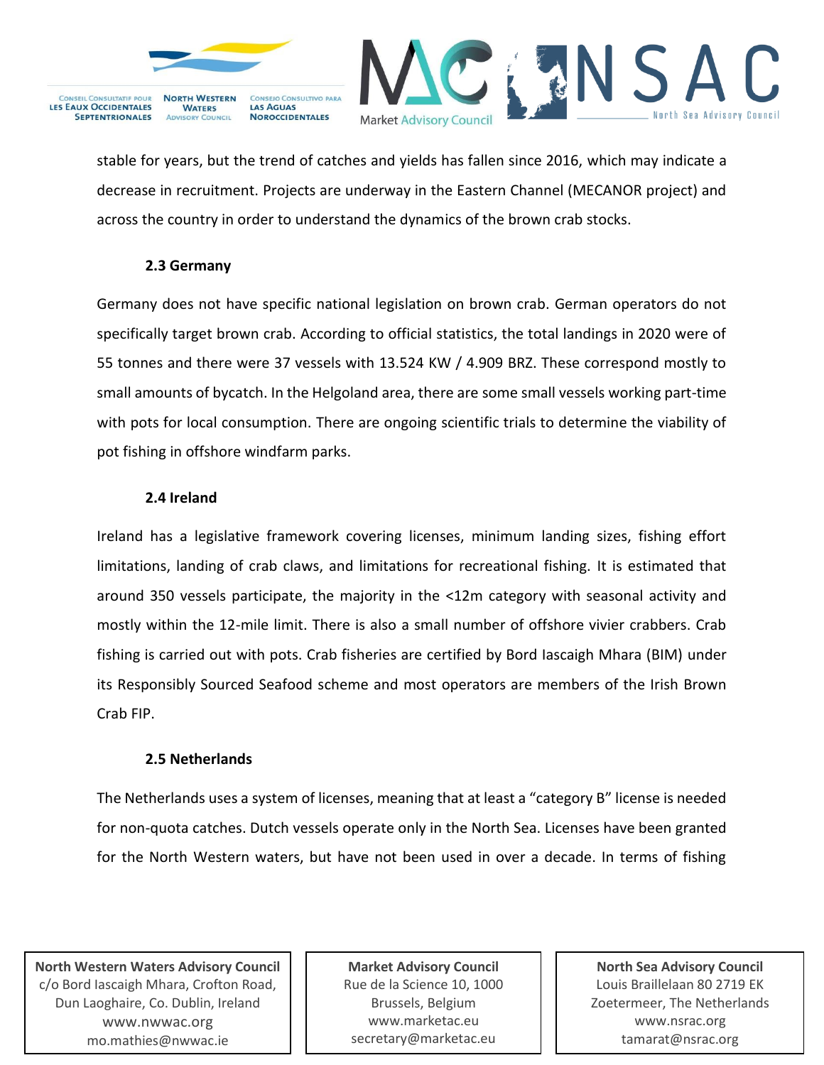stable for years, but the trend of catches and yields has fallen since 2016, which may indicate a decrease in recruitment. Projects are underway in the Eastern Channel (MECANOR project) and across the country in order to understand the dynamics of the brown crab stocks.

### 2.3 Germany

Germany does not have specific national legislation on brown crab. German operators do not specifically target brown crab. According to official statistics, the total landings in 2020 were of 55 tonnes and there were 37 vessels with 13.524 KW / 4.909 BRZ. These correspond mostly to small amounts of bycatch. In the Helgoland area, there are some small vessels working part-time with pots for local consumption. There are ongoing scientific trials to determine the viability of pot fishing in offshore windfarm parks.

### 2.4 Ireland

Ireland has a legislative framework covering licenses, minimum landing sizes, fishing effort limitations, landing of crab claws, and limitations for recreational fishing. It is estimated that around 350 vessels participate, the majority in the <12m category with seasonal activity and mostly within the 12-mile limit. There is also a small number of offshore vivier crabbers. Crab fishing is carried out with pots. Crab fisheries are certified by Bord Iascaigh Mhara (BIM) under its Responsibly Sourced Seafood scheme and most operators are members of the Irish Brown Crab FIP.

### 2.5 Netherlands

The Netherlands uses a system of licenses, meaning that at least a "category B" license is needed for non-quota catches. Dutch vessels operate only in the North Sea. Licenses have been granted for the North Western waters, but have not been used in over a decade. In terms of fishing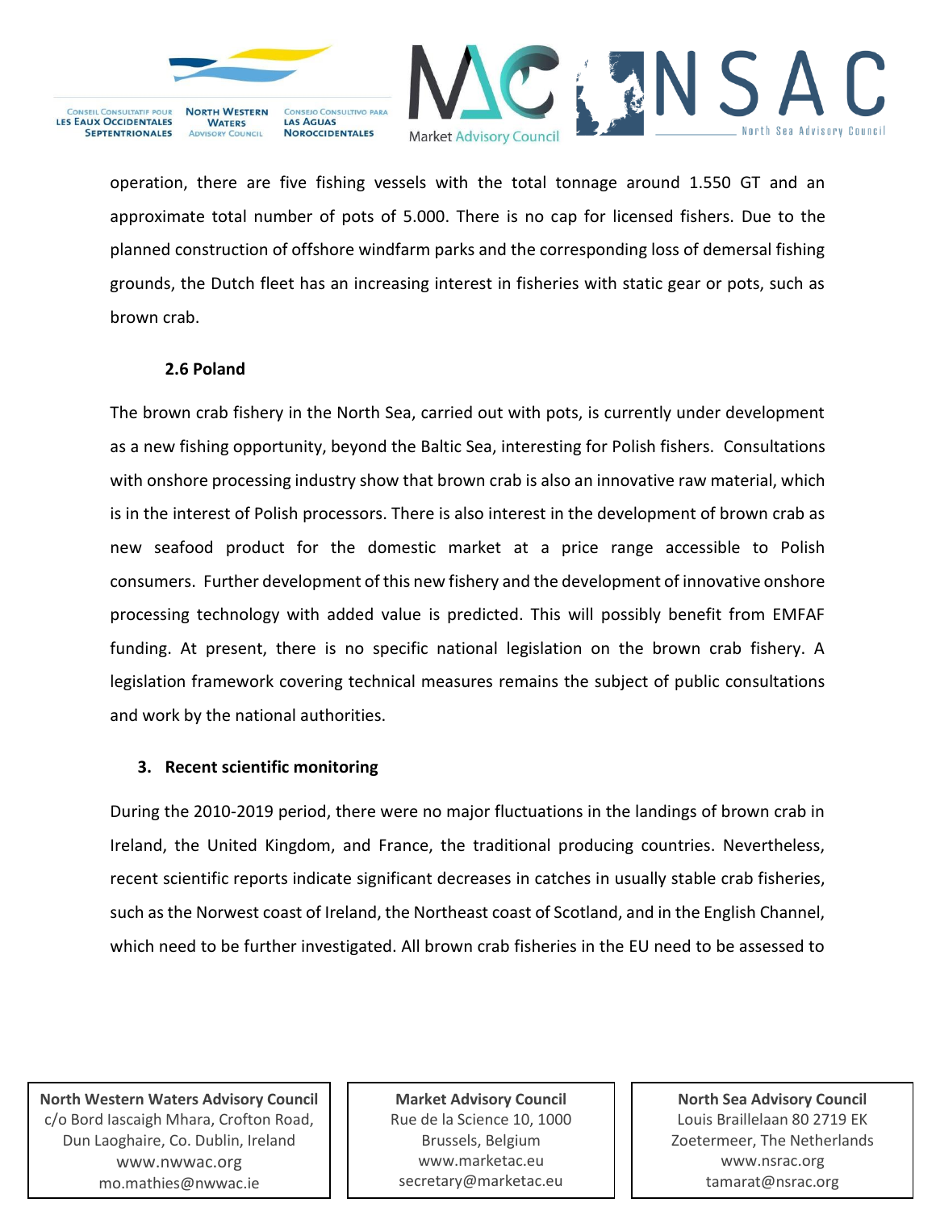operation, there are five fishing vessels with the total tonnage around 1.550 GT and an approximate total number of pots of 5.000. There is no cap for licensed fishers. Due to the planned construction of offshore windfarm parks and the corresponding loss of demersal fishing grounds, the Dutch fleet has an increasing interest in fisheries with static gear or pots, such as brown crab.

### 2.6 Poland

The brown crab fishery in the North Sea, carried out with pots, is currently under development as a new fishing opportunity, beyond the Baltic Sea, interesting for Polish fishers. Consultations with onshore processing industry show that brown crab is also an innovative raw material, which is in the interest of Polish processors. There is also interest in the development of brown crab as new seafood product for the domestic market at a price range accessible to Polish consumers. Further development of this new fishery and the development of innovative onshore processing technology with added value is predicted. This will possibly benefit from EMFAF funding. At present, there is no specific national legislation on the brown crab fishery. A legislation framework covering technical measures remains the subject of public consultations and work by the national authorities.

## 3. Recent scientific monitoring

During the 2010-2019 period, there were no major fluctuations in the landings of brown crab in Ireland, the United Kingdom, and France, the traditional producing countries. Nevertheless, recent scientific reports indicate significant decreases in catches in usually stable crab fisheries, such as the Norwest coast of Ireland, the Northeast coast of Scotland, and in the English Channel, which need to be further investigated. All brown crab fisheries in the EU need to be assessed to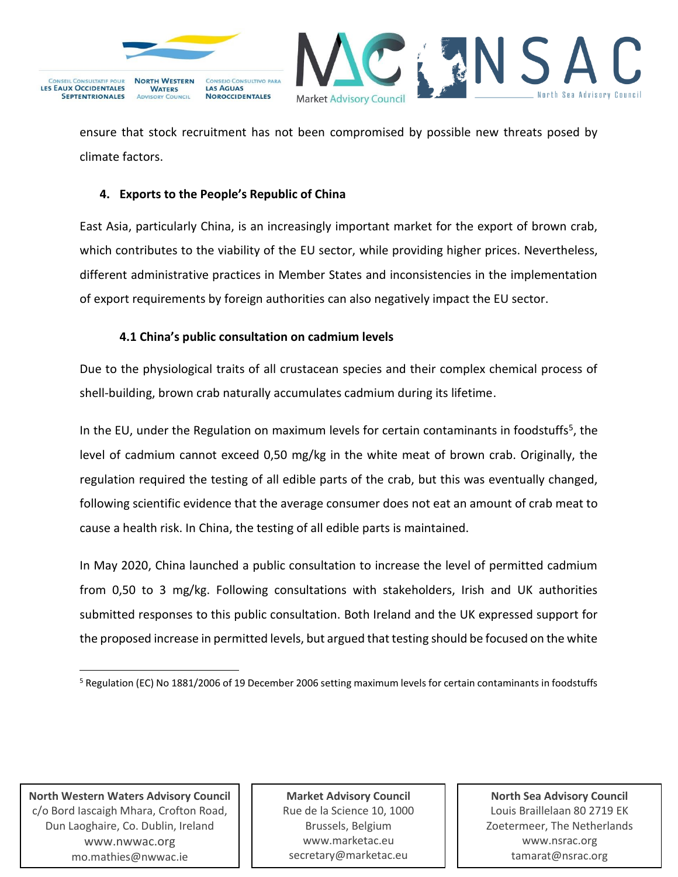ensure that stock recruitment has not been compromised by possible new threats posed by climate factors.

## 4. Exports to the People's Republic of China

East Asia, particularly China, is an increasingly important market for the export of brown crab, which contributes to the viability of the EU sector, while providing higher prices. Nevertheless, different administrative practices in Member States and inconsistencies in the implementation of export requirements by foreign authorities can also negatively impact the EU sector.

### 4.1 China's public consultation on cadmium levels

Due to the physiological traits of all crustacean species and their complex chemical process of shell-building, brown crab naturally accumulates cadmium during its lifetime.

In the EU, under the Regulation on maximum levels for certain contaminants in foodstuffs[5], the level of cadmium cannot exceed 0,50 mg/kg in the white meat of brown crab. Originally, the regulation required the testing of all edible parts of the crab, but this was eventually changed, following scientific evidence that the average consumer does not eat an amount of crab meat to cause a health risk. In China, the testing of all edible parts is maintained.

In May 2020, China launched a public consultation to increase the level of permitted cadmium from 0,50 to 3 mg/kg. Following consultations with stakeholders, Irish and UK authorities submitted responses to this public consultation. Both Ireland and the UK expressed support for the proposed increase in permitted levels, but argued that testing should be focused on the white

[5] Regulation (EC) No 1881/2006 of 19 December 2006 setting maximum levels for certain contaminants in foodstuffs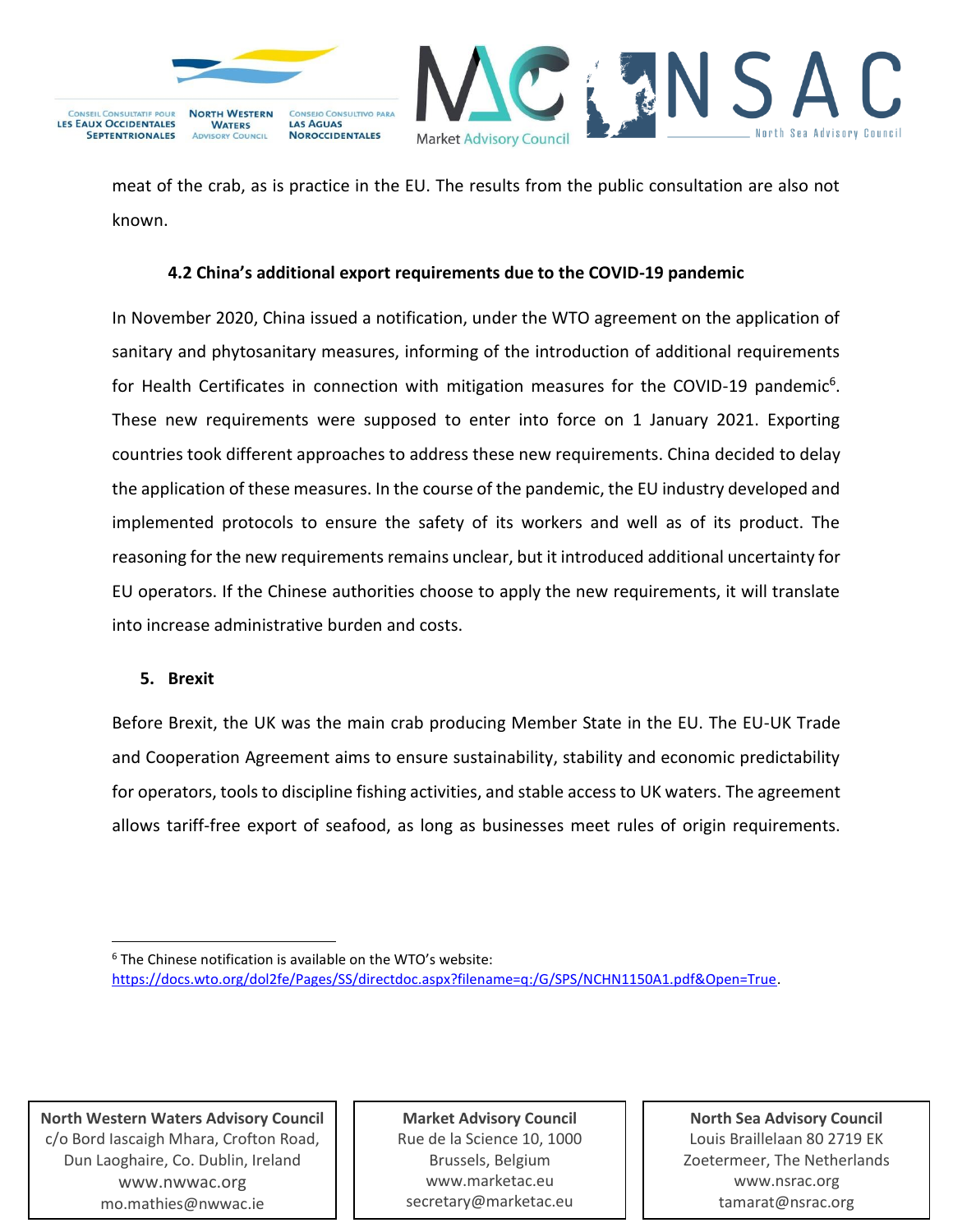meat of the crab, as is practice in the EU. The results from the public consultation are also not known.

### 4.2 China's additional export requirements due to the COVID-19 pandemic

In November 2020, China issued a notification, under the WTO agreement on the application of sanitary and phytosanitary measures, informing of the introduction of additional requirements for Health Certificates in connection with mitigation measures for the COVID-19 pandemic[6]. These new requirements were supposed to enter into force on 1 January 2021. Exporting countries took different approaches to address these new requirements. China decided to delay the application of these measures. In the course of the pandemic, the EU industry developed and implemented protocols to ensure the safety of its workers and well as of its product. The reasoning for the new requirements remains unclear, but it introduced additional uncertainty for EU operators. If the Chinese authorities choose to apply the new requirements, it will translate into increase administrative burden and costs.

## 5. Brexit

Before Brexit, the UK was the main crab producing Member State in the EU. The EU-UK Trade and Cooperation Agreement aims to ensure sustainability, stability and economic predictability for operators, tools to discipline fishing activities, and stable access to UK waters. The agreement allows tariff-free export of seafood, as long as businesses meet rules of origin requirements.

---

[6] The Chinese notification is available on the WTO's website: https://docs.wto.org/dol2fe/Pages/SS/directdoc.aspx?filename=q:/G/SPS/NCHN1150A1.pdf&Open=True.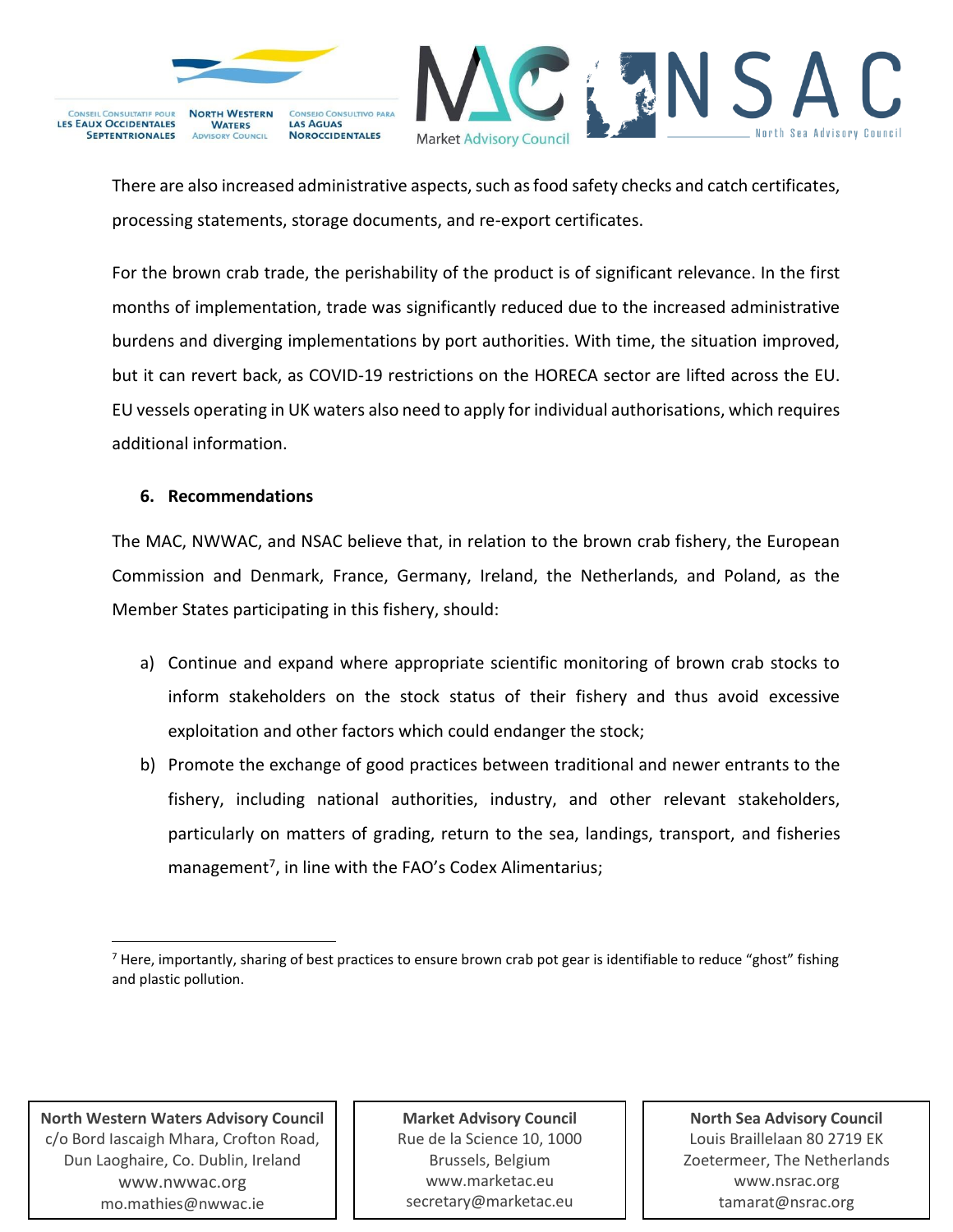There are also increased administrative aspects, such as food safety checks and catch certificates, processing statements, storage documents, and re-export certificates.

For the brown crab trade, the perishability of the product is of significant relevance. In the first months of implementation, trade was significantly reduced due to the increased administrative burdens and diverging implementations by port authorities. With time, the situation improved, but it can revert back, as COVID-19 restrictions on the HORECA sector are lifted across the EU. EU vessels operating in UK waters also need to apply for individual authorisations, which requires additional information.

## 6. Recommendations

The MAC, NWWAC, and NSAC believe that, in relation to the brown crab fishery, the European Commission and Denmark, France, Germany, Ireland, the Netherlands, and Poland, as the Member States participating in this fishery, should:

a) Continue and expand where appropriate scientific monitoring of brown crab stocks to inform stakeholders on the stock status of their fishery and thus avoid excessive exploitation and other factors which could endanger the stock;

b) Promote the exchange of good practices between traditional and newer entrants to the fishery, including national authorities, industry, and other relevant stakeholders, particularly on matters of grading, return to the sea, landings, transport, and fisheries management[7], in line with the FAO's Codex Alimentarius;

[7] Here, importantly, sharing of best practices to ensure brown crab pot gear is identifiable to reduce "ghost" fishing and plastic pollution.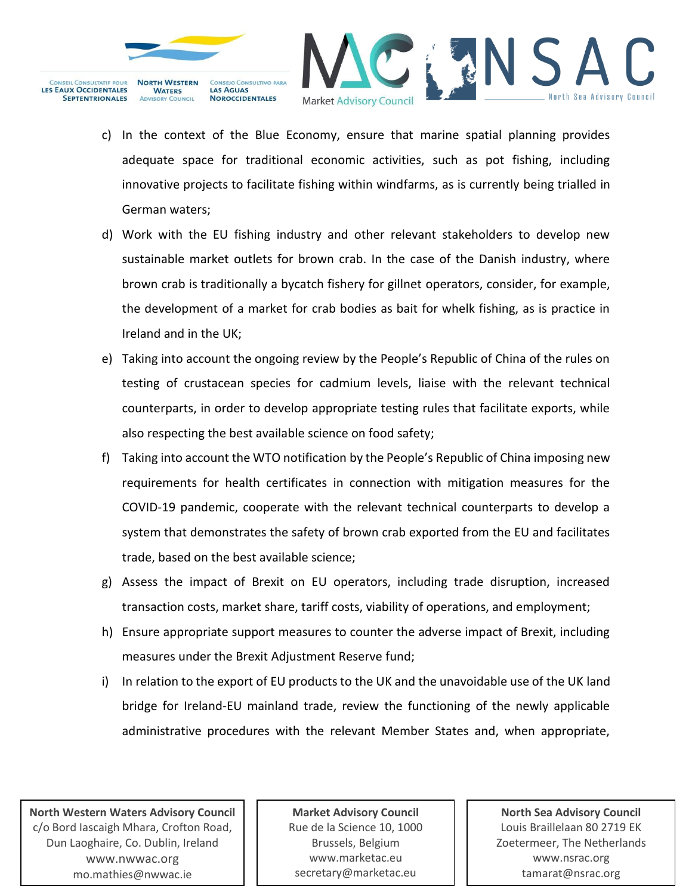c) In the context of the Blue Economy, ensure that marine spatial planning provides adequate space for traditional economic activities, such as pot fishing, including innovative projects to facilitate fishing within windfarms, as is currently being trialled in German waters;

d) Work with the EU fishing industry and other relevant stakeholders to develop new sustainable market outlets for brown crab. In the case of the Danish industry, where brown crab is traditionally a bycatch fishery for gillnet operators, consider, for example, the development of a market for crab bodies as bait for whelk fishing, as is practice in Ireland and in the UK;

e) Taking into account the ongoing review by the People's Republic of China of the rules on testing of crustacean species for cadmium levels, liaise with the relevant technical counterparts, in order to develop appropriate testing rules that facilitate exports, while also respecting the best available science on food safety;

f) Taking into account the WTO notification by the People's Republic of China imposing new requirements for health certificates in connection with mitigation measures for the COVID-19 pandemic, cooperate with the relevant technical counterparts to develop a system that demonstrates the safety of brown crab exported from the EU and facilitates trade, based on the best available science;

g) Assess the impact of Brexit on EU operators, including trade disruption, increased transaction costs, market share, tariff costs, viability of operations, and employment;

h) Ensure appropriate support measures to counter the adverse impact of Brexit, including measures under the Brexit Adjustment Reserve fund;

i) In relation to the export of EU products to the UK and the unavoidable use of the UK land bridge for Ireland-EU mainland trade, review the functioning of the newly applicable administrative procedures with the relevant Member States and, when appropriate,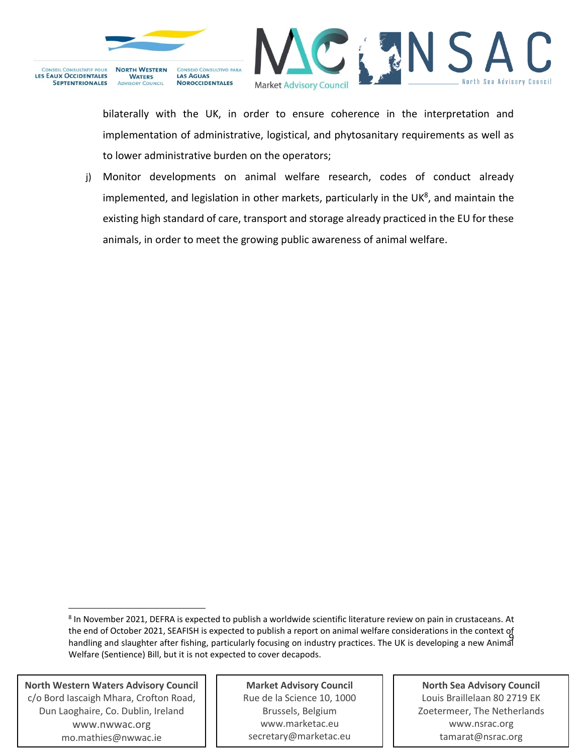bilaterally with the UK, in order to ensure coherence in the interpretation and implementation of administrative, logistical, and phytosanitary requirements as well as to lower administrative burden on the operators;

j) Monitor developments on animal welfare research, codes of conduct already implemented, and legislation in other markets, particularly in the UK[8], and maintain the existing high standard of care, transport and storage already practiced in the EU for these animals, in order to meet the growing public awareness of animal welfare.

---

[8] In November 2021, DEFRA is expected to publish a worldwide scientific literature review on pain in crustaceans. At the end of October 2021, SEAFISH is expected to publish a report on animal welfare considerations in the context of handling and slaughter after fishing, particularly focusing on industry practices. The UK is developing a new Animal Welfare (Sentience) Bill, but it is not expected to cover decapods.